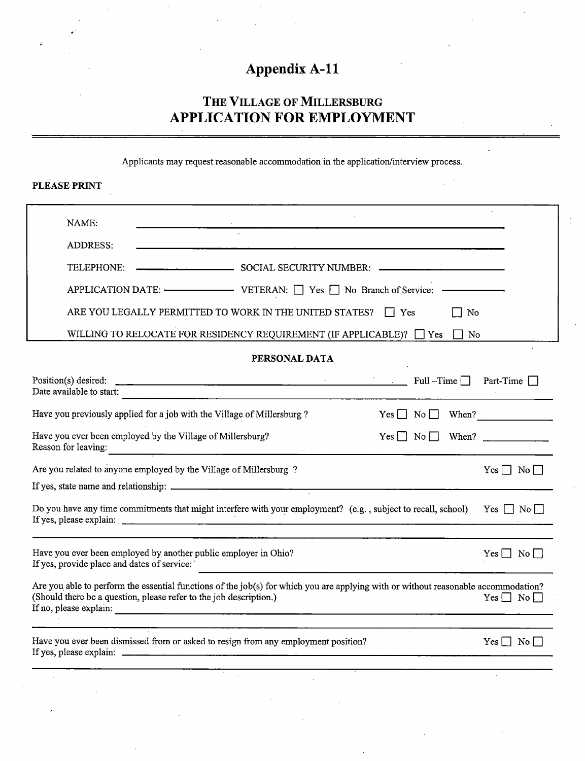# Appendix A-11

## THE VILLAGE OF MILLERSBURG
## APPLICATION FOR EMPLOYMENT

Applicants may request reasonable accommodation in the application/interview process.

**PLEASE PRINT**

NAME: ______________________________

ADDRESS: ______________________________

TELEPHONE: ______________ SOCIAL SECURITY NUMBER: ______________

APPLICATION DATE: __________ VETERAN: ☐ Yes ☐ No Branch of Service: __________

ARE YOU LEGALLY PERMITTED TO WORK IN THE UNITED STATES? ☐ Yes ☐ No

WILLING TO RELOCATE FOR RESIDENCY REQUIREMENT (IF APPLICABLE)? ☐ Yes ☐ No

### PERSONAL DATA

Position(s) desired: ______________________________ Full –Time ☐ Part-Time ☐
Date available to start: ______________________________

Have you previously applied for a job with the Village of Millersburg ? Yes ☐ No ☐ When? __________

Have you ever been employed by the Village of Millersburg? Yes ☐ No ☐ When? __________
Reason for leaving: ______________________________

Are you related to anyone employed by the Village of Millersburg ? Yes ☐ No ☐
If yes, state name and relationship: ______________________________

Do you have any time commitments that might interfere with your employment? (e.g. , subject to recall, school) Yes ☐ No ☐
If yes, please explain: ______________________________

Have you ever been employed by another public employer in Ohio? Yes ☐ No ☐
If yes, provide place and dates of service: ______________________________

Are you able to perform the essential functions of the job(s) for which you are applying with or without reasonable accommodation? (Should there be a question, please refer to the job description.) Yes ☐ No ☐
If no, please explain: ______________________________

Have you ever been dismissed from or asked to resign from any employment position? Yes ☐ No ☐
If yes, please explain: ______________________________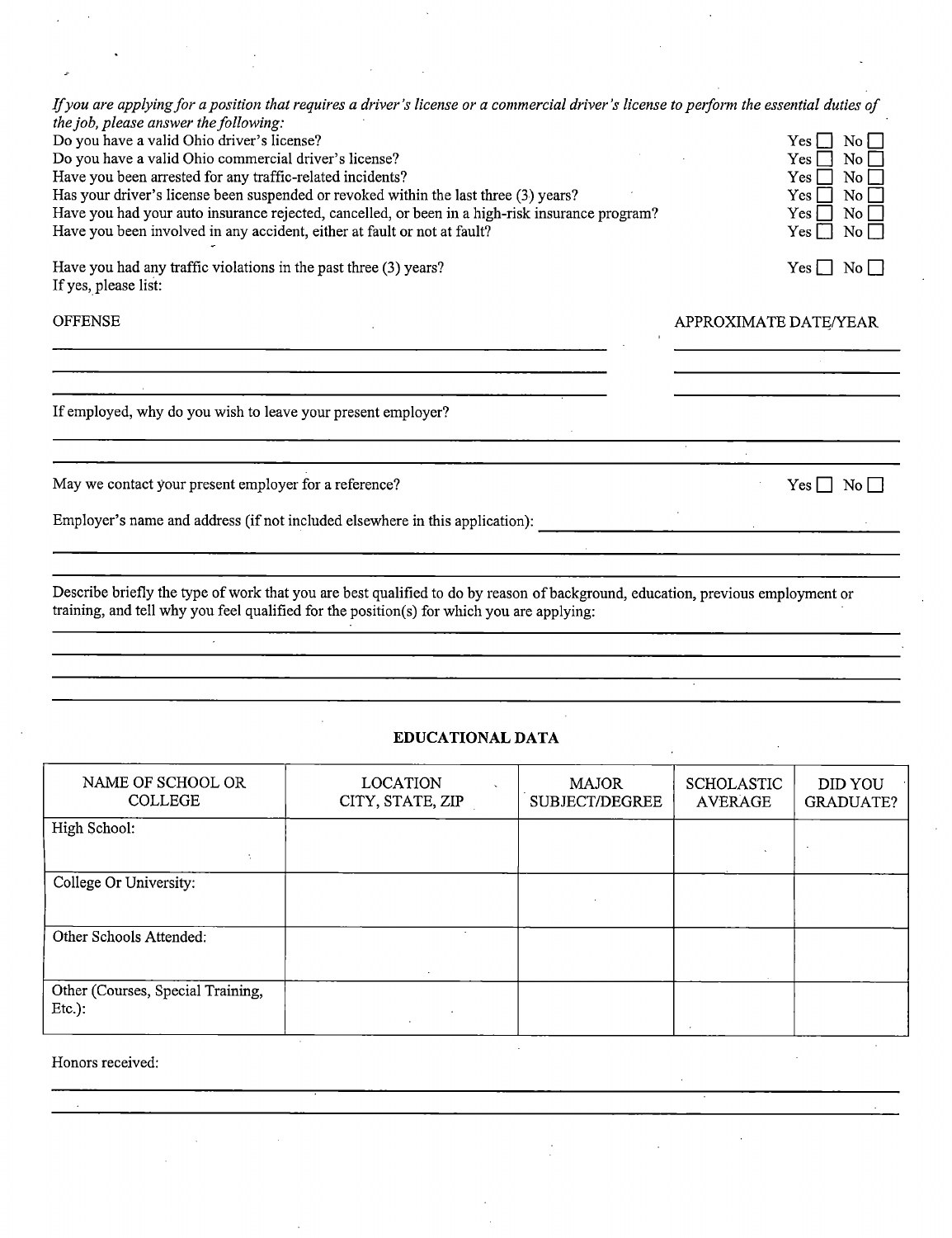*If you are applying for a position that requires a driver's license or a commercial driver's license to perform the essential duties of the job, please answer the following:*

| | |
|---|---|
| Do you have a valid Ohio driver's license? | Yes ☐ No ☐ |
| Do you have a valid Ohio commercial driver's license? | Yes ☐ No ☐ |
| Have you been arrested for any traffic-related incidents? | Yes ☐ No ☐ |
| Has your driver's license been suspended or revoked within the last three (3) years? | Yes ☐ No ☐ |
| Have you had your auto insurance rejected, cancelled, or been in a high-risk insurance program? | Yes ☐ No ☐ |
| Have you been involved in any accident, either at fault or not at fault? | Yes ☐ No ☐ |

Have you had any traffic violations in the past three (3) years? Yes ☐ No ☐

If yes, please list:

| OFFENSE | APPROXIMATE DATE/YEAR |
|---|---|
| | |
| | |
| | |

If employed, why do you wish to leave your present employer?

_______________________________________________

_______________________________________________

May we contact your present employer for a reference? Yes ☐ No ☐

Employer's name and address (if not included elsewhere in this application): _______________________

_______________________________________________

_______________________________________________

Describe briefly the type of work that you are best qualified to do by reason of background, education, previous employment or training, and tell why you feel qualified for the position(s) for which you are applying:

_______________________________________________

_______________________________________________

_______________________________________________

_______________________________________________

## EDUCATIONAL DATA

| NAME OF SCHOOL OR COLLEGE | LOCATION CITY, STATE, ZIP | MAJOR SUBJECT/DEGREE | SCHOLASTIC AVERAGE | DID YOU GRADUATE? |
|---|---|---|---|---|
| High School: | | | | |
| College Or University: | | | | |
| Other Schools Attended: | | | | |
| Other (Courses, Special Training, Etc.): | | | | |

Honors received:

_______________________________________________

_______________________________________________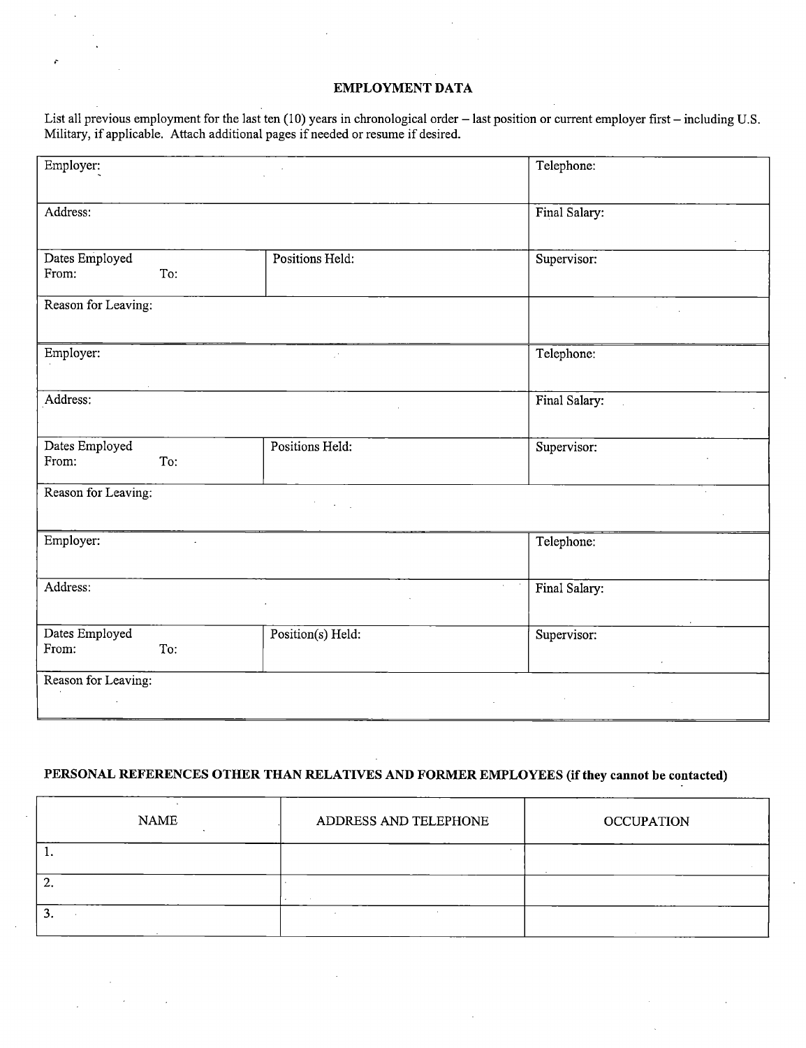## EMPLOYMENT DATA

List all previous employment for the last ten (10) years in chronological order – last position or current employer first – including U.S. Military, if applicable. Attach additional pages if needed or resume if desired.

| Employer: | | Telephone: |
|---|---|---|
| Address: | | Final Salary: |
| Dates Employed<br>From: To: | Positions Held: | Supervisor: |
| Reason for Leaving: | | |

| Employer: | | Telephone: |
|---|---|---|
| Address: | | Final Salary: |
| Dates Employed<br>From: To: | Positions Held: | Supervisor: |
| Reason for Leaving: | | |

| Employer: | | Telephone: |
|---|---|---|
| Address: | | Final Salary: |
| Dates Employed<br>From: To: | Position(s) Held: | Supervisor: |
| Reason for Leaving: | | |

## PERSONAL REFERENCES OTHER THAN RELATIVES AND FORMER EMPLOYEES (if they cannot be contacted)

| NAME | ADDRESS AND TELEPHONE | OCCUPATION |
|---|---|---|
| 1. | | |
| 2. | | |
| 3. | | |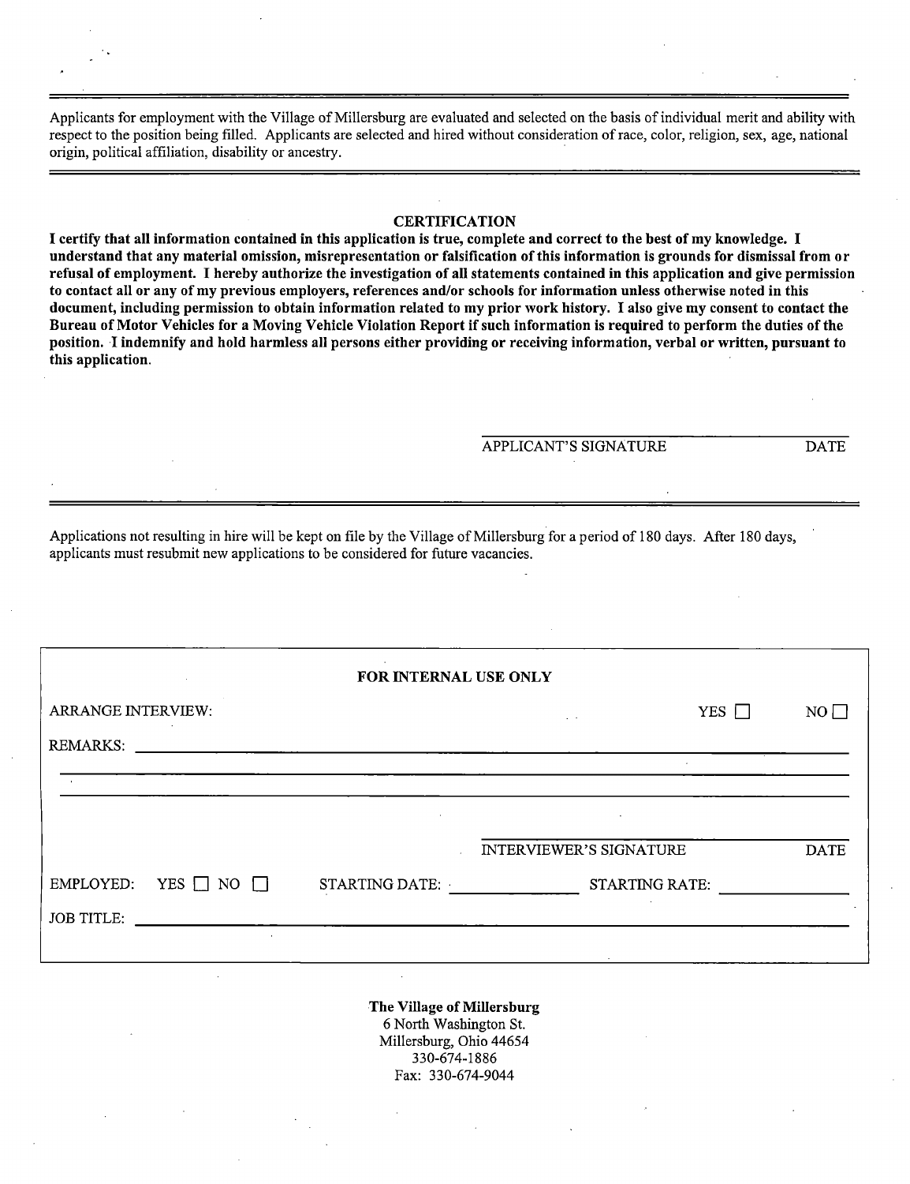Applicants for employment with the Village of Millersburg are evaluated and selected on the basis of individual merit and ability with respect to the position being filled. Applicants are selected and hired without consideration of race, color, religion, sex, age, national origin, political affiliation, disability or ancestry.

---

## CERTIFICATION

**I certify that all information contained in this application is true, complete and correct to the best of my knowledge. I understand that any material omission, misrepresentation or falsification of this information is grounds for dismissal from or refusal of employment. I hereby authorize the investigation of all statements contained in this application and give permission to contact all or any of my previous employers, references and/or schools for information unless otherwise noted in this document, including permission to obtain information related to my prior work history. I also give my consent to contact the Bureau of Motor Vehicles for a Moving Vehicle Violation Report if such information is required to perform the duties of the position. I indemnify and hold harmless all persons either providing or receiving information, verbal or written, pursuant to this application.**

\_\_\_\_\_\_\_\_\_\_\_\_\_\_\_\_\_\_\_\_\_\_\_\_\_\_\_\_\_\_\_\_\_\_\_\_\_\_\_\_\_\_\_\_

APPLICANT'S SIGNATURE DATE

---

Applications not resulting in hire will be kept on file by the Village of Millersburg for a period of 180 days. After 180 days, applicants must resubmit new applications to be considered for future vacancies.

---

**FOR INTERNAL USE ONLY**

ARRANGE INTERVIEW: YES ☐ NO ☐

REMARKS: \_\_\_\_\_\_\_\_\_\_\_\_\_\_\_\_\_\_\_\_\_\_\_\_\_\_\_\_\_\_\_\_\_\_\_\_\_\_\_\_\_\_\_\_\_\_\_\_\_\_\_\_\_\_\_\_

\_\_\_\_\_\_\_\_\_\_\_\_\_\_\_\_\_\_\_\_\_\_\_\_\_\_\_\_\_\_\_\_\_\_\_\_\_\_\_\_\_\_\_\_\_\_\_\_\_\_\_\_\_\_\_\_\_\_\_\_\_\_\_\_

\_\_\_\_\_\_\_\_\_\_\_\_\_\_\_\_\_\_\_\_\_\_\_\_\_\_\_\_\_\_\_\_\_\_\_\_\_\_\_\_\_\_\_\_\_\_\_\_\_\_\_\_\_\_\_\_\_\_\_\_\_\_\_\_

\_\_\_\_\_\_\_\_\_\_\_\_\_\_\_\_\_\_\_\_\_\_\_\_\_\_\_\_\_\_\_\_\_\_\_\_\_\_\_\_\_\_\_\_

INTERVIEWER'S SIGNATURE DATE

EMPLOYED: YES ☐ NO ☐ STARTING DATE: \_\_\_\_\_\_\_\_\_\_\_\_ STARTING RATE: \_\_\_\_\_\_\_\_\_\_\_\_

JOB TITLE: \_\_\_\_\_\_\_\_\_\_\_\_\_\_\_\_\_\_\_\_\_\_\_\_\_\_\_\_\_\_\_\_\_\_\_\_\_\_\_\_\_\_\_\_\_\_\_\_\_\_\_\_\_\_\_\_

**The Village of Millersburg**
6 North Washington St.
Millersburg, Ohio 44654
330-674-1886
Fax: 330-674-9044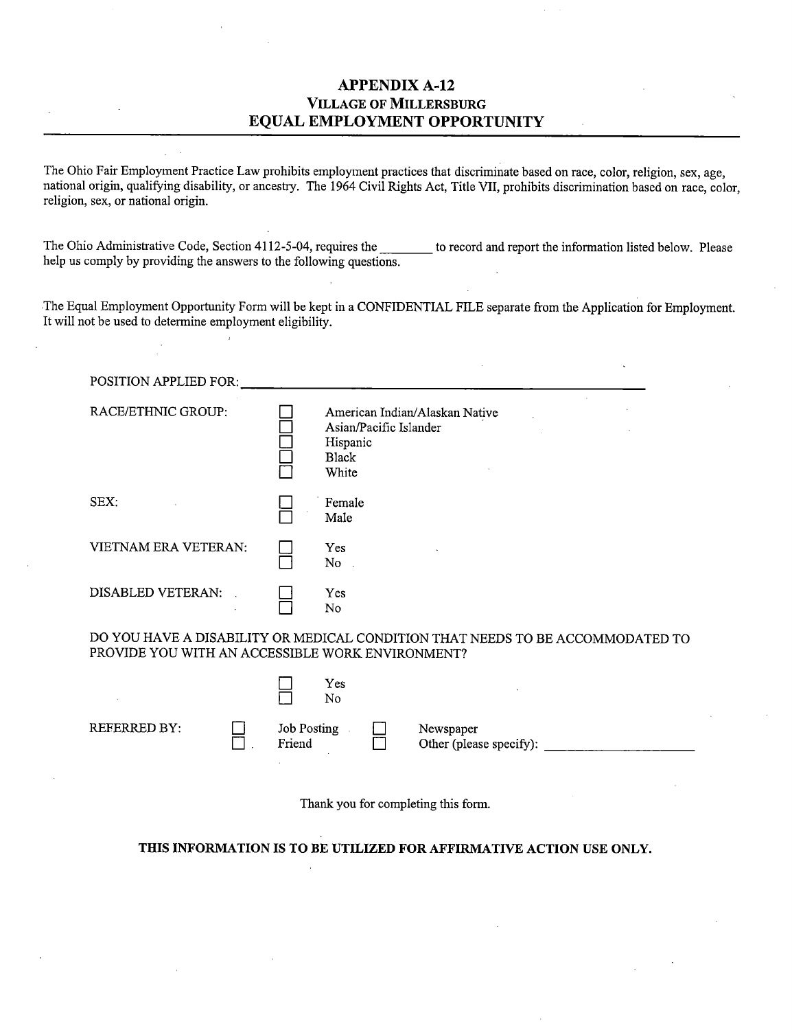# APPENDIX A-12

## VILLAGE OF MILLERSBURG

## EQUAL EMPLOYMENT OPPORTUNITY

The Ohio Fair Employment Practice Law prohibits employment practices that discriminate based on race, color, religion, sex, age, national origin, qualifying disability, or ancestry. The 1964 Civil Rights Act, Title VII, prohibits discrimination based on race, color, religion, sex, or national origin.

The Ohio Administrative Code, Section 4112-5-04, requires the ________ to record and report the information listed below. Please help us comply by providing the answers to the following questions.

The Equal Employment Opportunity Form will be kept in a CONFIDENTIAL FILE separate from the Application for Employment. It will not be used to determine employment eligibility.

POSITION APPLIED FOR: ______________________________________________

RACE/ETHNIC GROUP:
- ☐ American Indian/Alaskan Native
- ☐ Asian/Pacific Islander
- ☐ Hispanic
- ☐ Black
- ☐ White

SEX:
- ☐ Female
- ☐ Male

VIETNAM ERA VETERAN:
- ☐ Yes
- ☐ No

DISABLED VETERAN:
- ☐ Yes
- ☐ No

DO YOU HAVE A DISABILITY OR MEDICAL CONDITION THAT NEEDS TO BE ACCOMMODATED TO PROVIDE YOU WITH AN ACCESSIBLE WORK ENVIRONMENT?
- ☐ Yes
- ☐ No

REFERRED BY:
- ☐ Job Posting
- ☐ Friend
- ☐ Newspaper
- ☐ Other (please specify): ____________________

Thank you for completing this form.

**THIS INFORMATION IS TO BE UTILIZED FOR AFFIRMATIVE ACTION USE ONLY.**